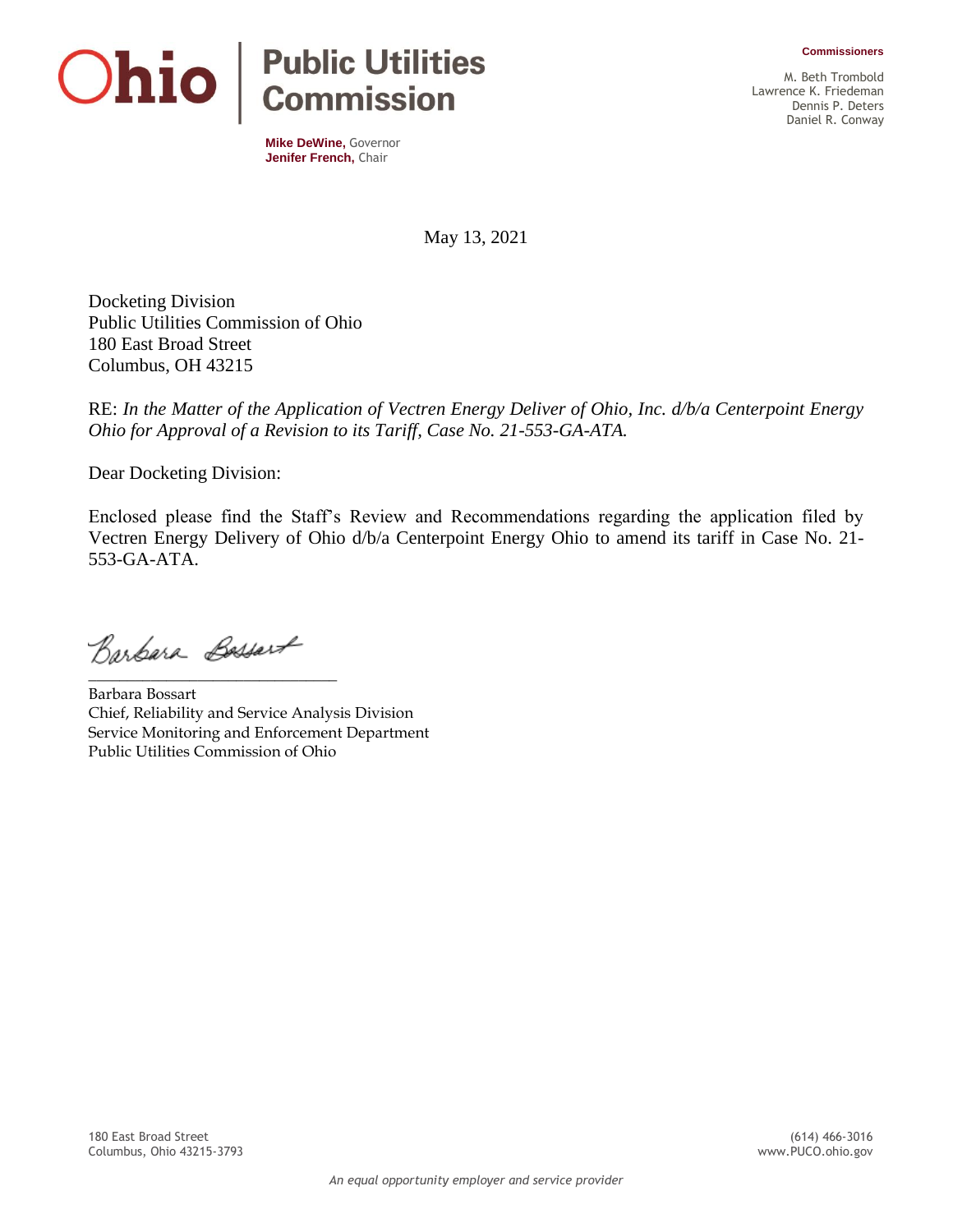**Ohio** | **Public Utilities Commission**

**Mike DeWine,** Governor
**Jenifer French,** Chair

**Commissioners**

M. Beth Trombold
Lawrence K. Friedeman
Dennis P. Deters
Daniel R. Conway

May 13, 2021

Docketing Division
Public Utilities Commission of Ohio
180 East Broad Street
Columbus, OH 43215

RE: *In the Matter of the Application of Vectren Energy Deliver of Ohio, Inc. d/b/a Centerpoint Energy Ohio for Approval of a Revision to its Tariff, Case No. 21-553-GA-ATA.*

Dear Docketing Division:

Enclosed please find the Staff's Review and Recommendations regarding the application filed by Vectren Energy Delivery of Ohio d/b/a Centerpoint Energy Ohio to amend its tariff in Case No. 21-553-GA-ATA.

Barbara Bossart
Chief, Reliability and Service Analysis Division
Service Monitoring and Enforcement Department
Public Utilities Commission of Ohio

180 East Broad Street
Columbus, Ohio 43215-3793

(614) 466-3016
www.PUCO.ohio.gov

*An equal opportunity employer and service provider*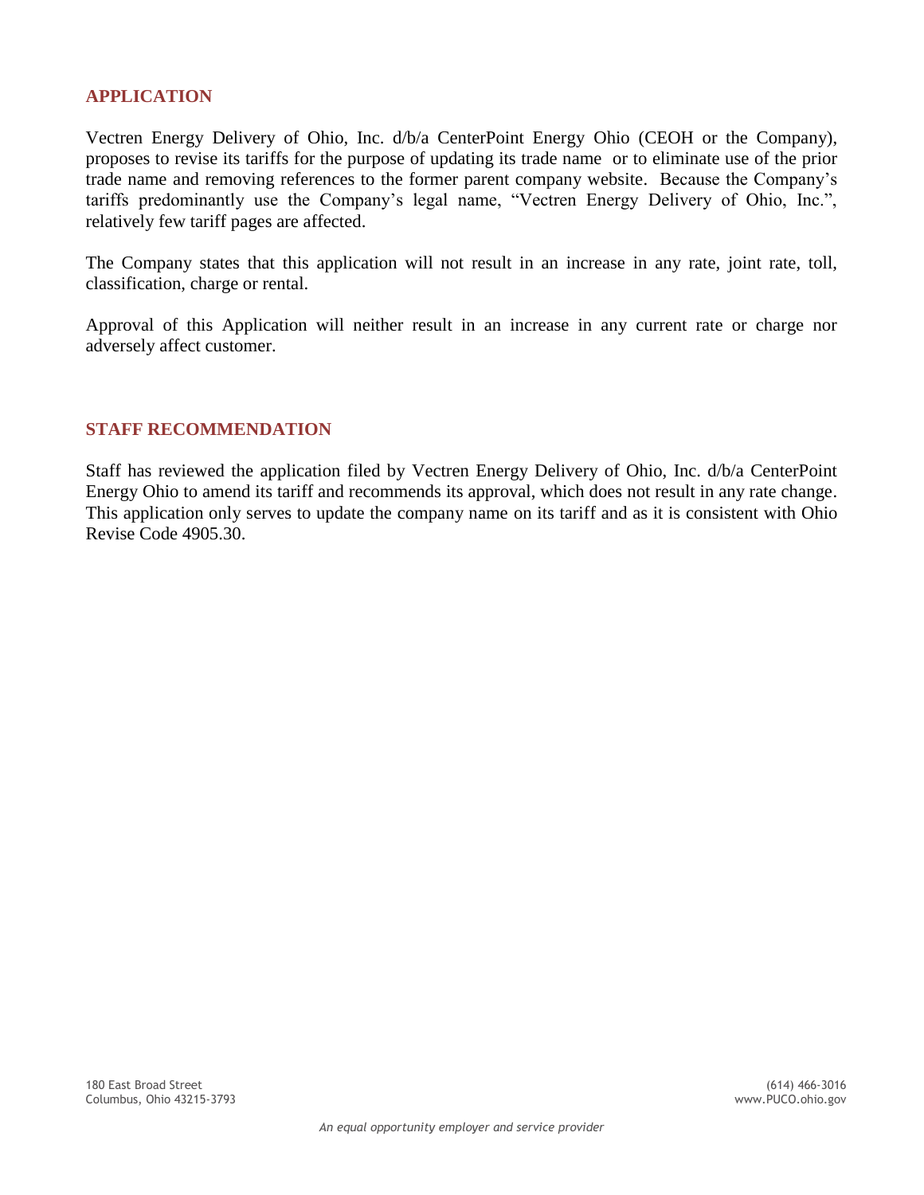## APPLICATION

Vectren Energy Delivery of Ohio, Inc. d/b/a CenterPoint Energy Ohio (CEOH or the Company), proposes to revise its tariffs for the purpose of updating its trade name or to eliminate use of the prior trade name and removing references to the former parent company website. Because the Company's tariffs predominantly use the Company's legal name, "Vectren Energy Delivery of Ohio, Inc.", relatively few tariff pages are affected.

The Company states that this application will not result in an increase in any rate, joint rate, toll, classification, charge or rental.

Approval of this Application will neither result in an increase in any current rate or charge nor adversely affect customer.

## STAFF RECOMMENDATION

Staff has reviewed the application filed by Vectren Energy Delivery of Ohio, Inc. d/b/a CenterPoint Energy Ohio to amend its tariff and recommends its approval, which does not result in any rate change. This application only serves to update the company name on its tariff and as it is consistent with Ohio Revise Code 4905.30.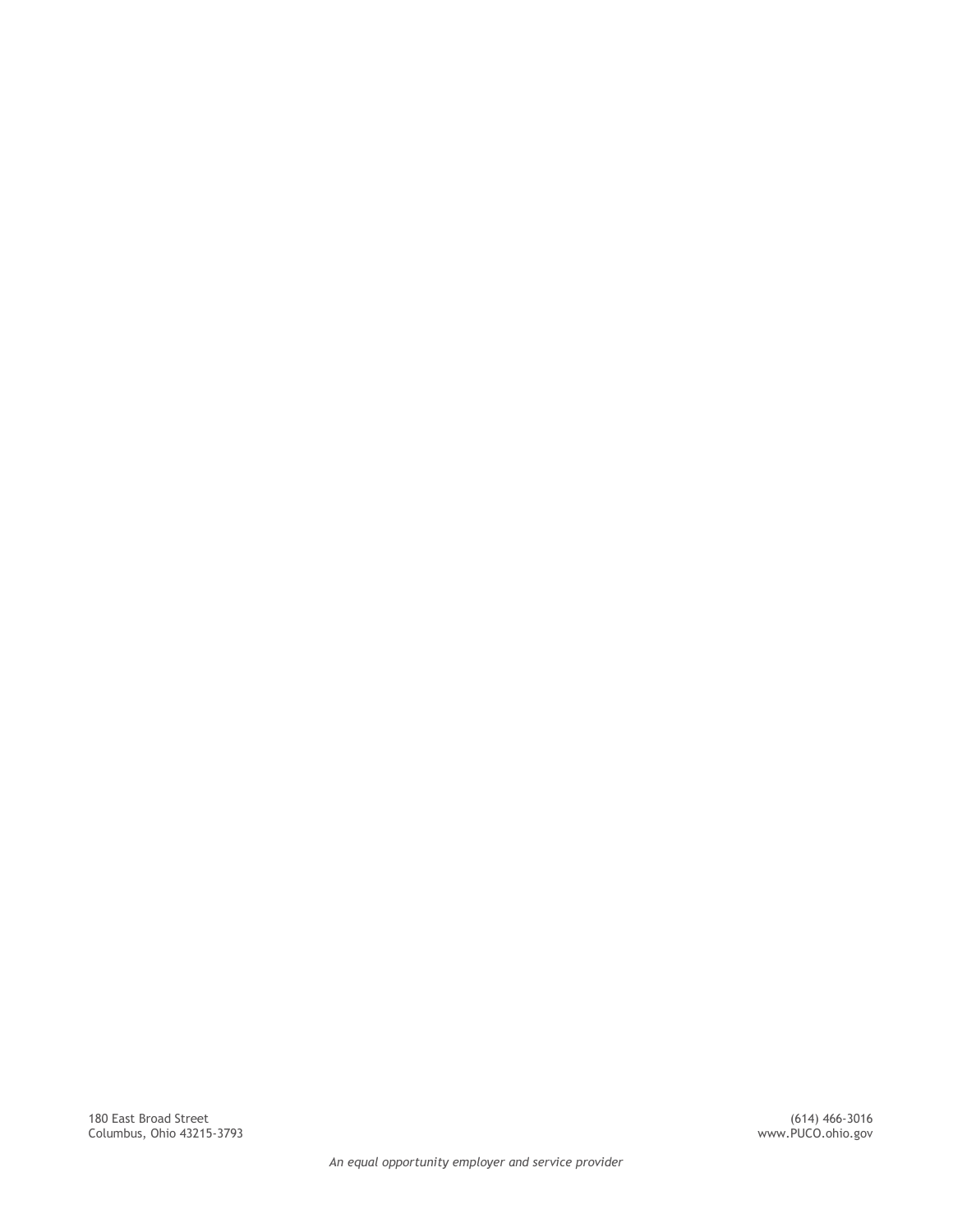180 East Broad Street
Columbus, Ohio 43215-3793

(614) 466-3016
www.PUCO.ohio.gov

*An equal opportunity employer and service provider*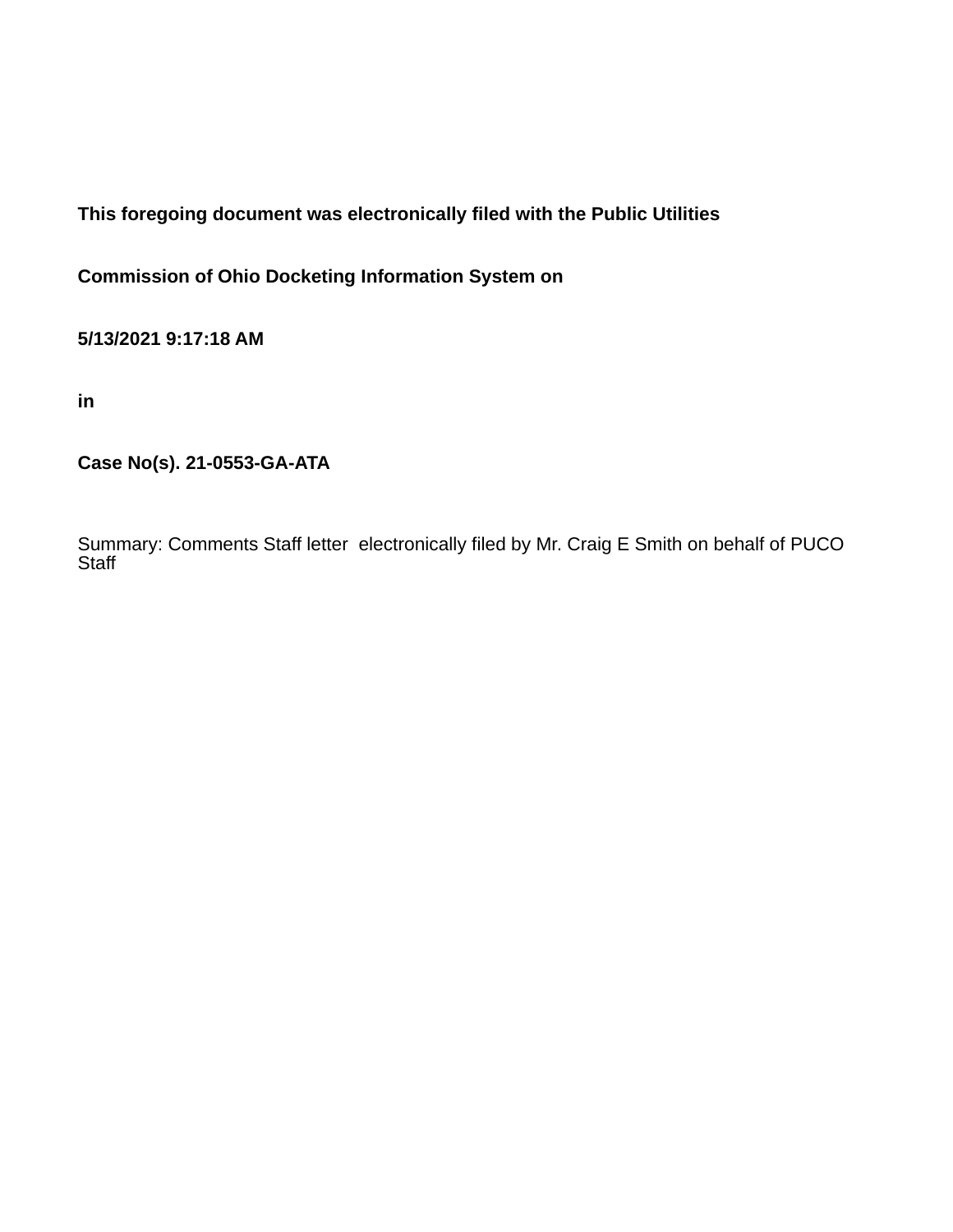**This foregoing document was electronically filed with the Public Utilities**

**Commission of Ohio Docketing Information System on**

**5/13/2021 9:17:18 AM**

**in**

**Case No(s). 21-0553-GA-ATA**

Summary: Comments Staff letter electronically filed by Mr. Craig E Smith on behalf of PUCO Staff